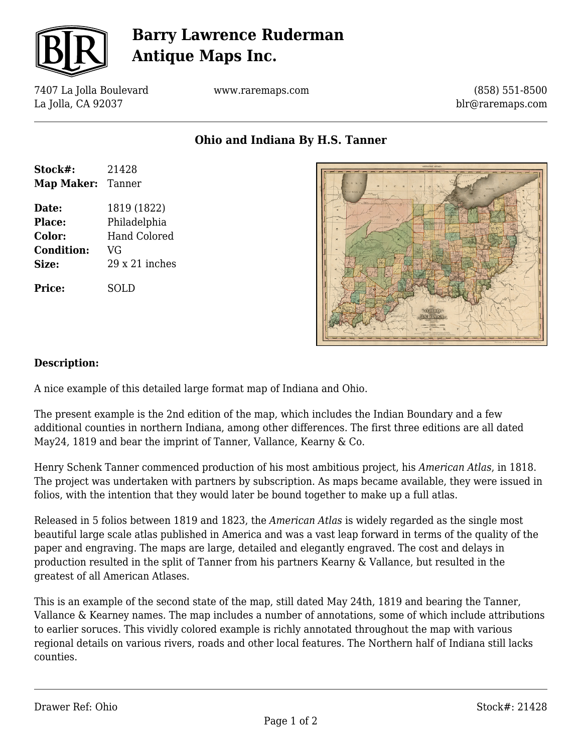# Barry Lawrence Ruderman Antique Maps Inc.

7407 La Jolla Boulevard
La Jolla, CA 92037

www.raremaps.com

(858) 551-8500
blr@raremaps.com

## Ohio and Indiana By H.S. Tanner

**Stock#:** 21428
**Map Maker:** Tanner

**Date:** 1819 (1822)
**Place:** Philadelphia
**Color:** Hand Colored
**Condition:** VG
**Size:** 29 x 21 inches

**Price:** SOLD

### Description:

A nice example of this detailed large format map of Indiana and Ohio.

The present example is the 2nd edition of the map, which includes the Indian Boundary and a few additional counties in northern Indiana, among other differences. The first three editions are all dated May24, 1819 and bear the imprint of Tanner, Vallance, Kearny & Co.

Henry Schenk Tanner commenced production of his most ambitious project, his *American Atlas*, in 1818. The project was undertaken with partners by subscription. As maps became available, they were issued in folios, with the intention that they would later be bound together to make up a full atlas.

Released in 5 folios between 1819 and 1823, the *American Atlas* is widely regarded as the single most beautiful large scale atlas published in America and was a vast leap forward in terms of the quality of the paper and engraving. The maps are large, detailed and elegantly engraved. The cost and delays in production resulted in the split of Tanner from his partners Kearny & Vallance, but resulted in the greatest of all American Atlases.

This is an example of the second state of the map, still dated May 24th, 1819 and bearing the Tanner, Vallance & Kearney names. The map includes a number of annotations, some of which include attributions to earlier soruces. This vividly colored example is richly annotated throughout the map with various regional details on various rivers, roads and other local features. The Northern half of Indiana still lacks counties.

Drawer Ref: Ohio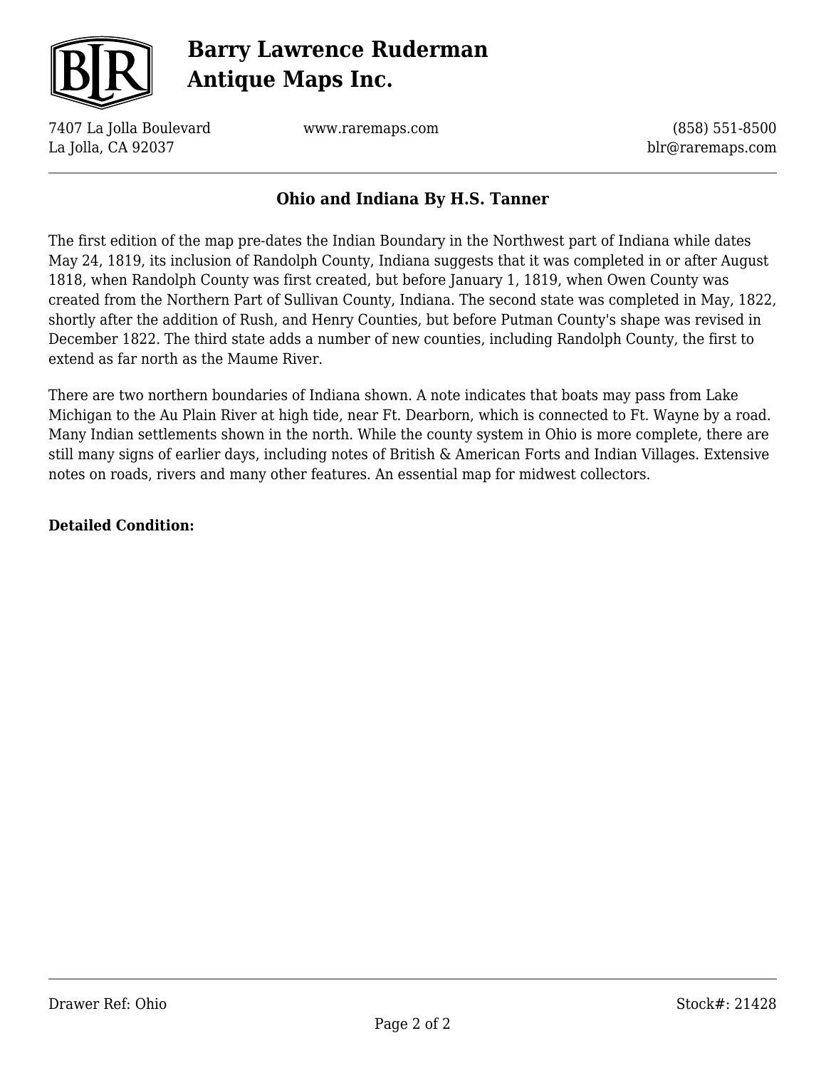## Ohio and Indiana By H.S. Tanner

The first edition of the map pre-dates the Indian Boundary in the Northwest part of Indiana while dates May 24, 1819, its inclusion of Randolph County, Indiana suggests that it was completed in or after August 1818, when Randolph County was first created, but before January 1, 1819, when Owen County was created from the Northern Part of Sullivan County, Indiana. The second state was completed in May, 1822, shortly after the addition of Rush, and Henry Counties, but before Putman County's shape was revised in December 1822. The third state adds a number of new counties, including Randolph County, the first to extend as far north as the Maume River.

There are two northern boundaries of Indiana shown. A note indicates that boats may pass from Lake Michigan to the Au Plain River at high tide, near Ft. Dearborn, which is connected to Ft. Wayne by a road. Many Indian settlements shown in the north. While the county system in Ohio is more complete, there are still many signs of earlier days, including notes of British & American Forts and Indian Villages. Extensive notes on roads, rivers and many other features. An essential map for midwest collectors.

**Detailed Condition:**

Drawer Ref: Ohio

Stock#: 21428